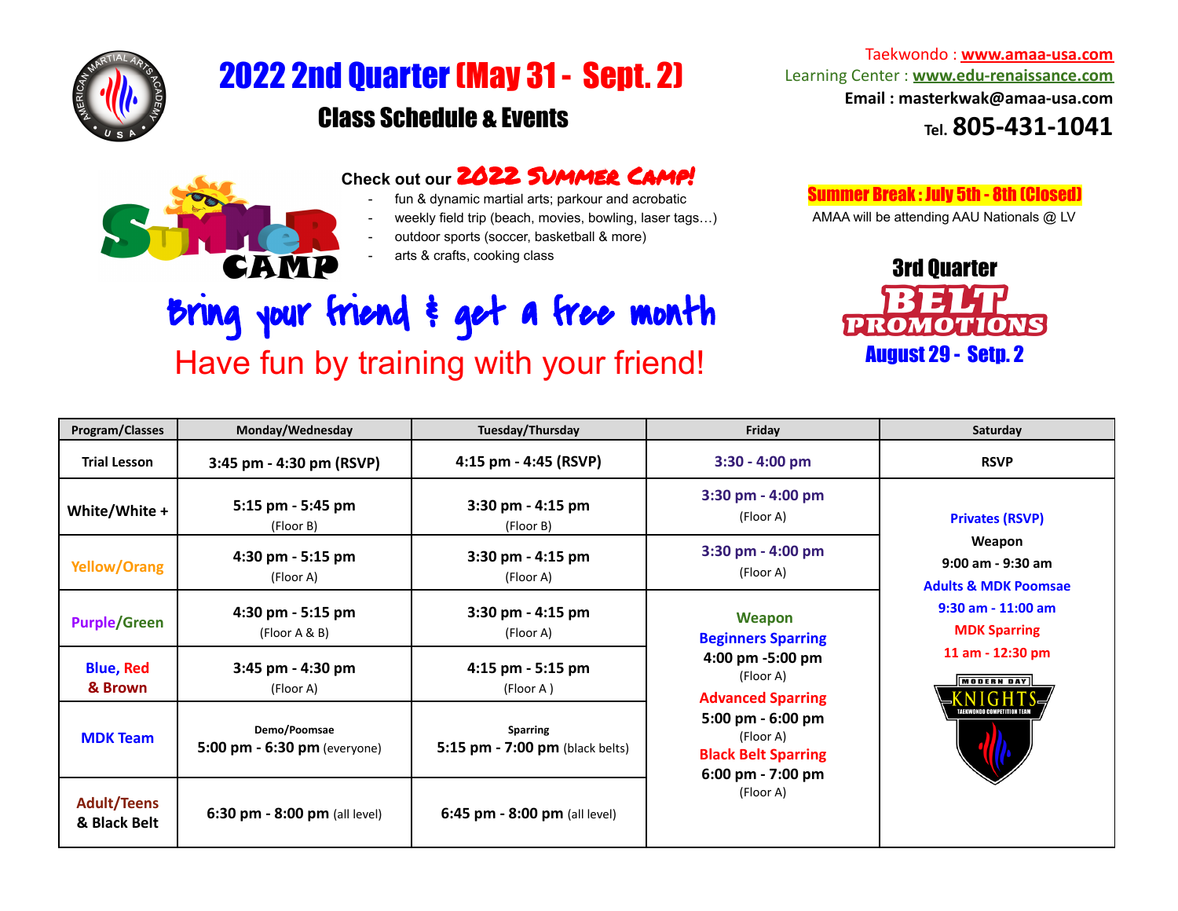# 2022 2nd Quarter (May 31 - Sept. 2)

## Class Schedule & Events

Taekwondo : www.amaa-usa.com
Learning Center : www.edu-renaissance.com
Email : masterkwak@amaa-usa.com
Tel. 805-431-1041

Check out our **2022 SUMMER CAMP!**

- fun & dynamic martial arts; parkour and acrobatic
- weekly field trip (beach, movies, bowling, laser tags…)
- outdoor sports (soccer, basketball & more)
- arts & crafts, cooking class

**Summer Break : July 5th - 8th (Closed)**
AMAA will be attending AAU Nationals @ LV

**3rd Quarter BELT PROMOTIONS**
**August 29 - Setp. 2**

Bring your friend & get a free month

Have fun by training with your friend!

| Program/Classes | Monday/Wednesday | Tuesday/Thursday | Friday | Saturday |
|---|---|---|---|---|
| Trial Lesson | 3:45 pm - 4:30 pm (RSVP) | 4:15 pm - 4:45 (RSVP) | 3:30 - 4:00 pm | RSVP |
| White/White + | 5:15 pm - 5:45 pm (Floor B) | 3:30 pm - 4:15 pm (Floor B) | 3:30 pm - 4:00 pm (Floor A) | Privates (RSVP)<br>Weapon<br>9:00 am - 9:30 am<br>Adults & MDK Poomsae<br>9:30 am - 11:00 am<br>MDK Sparring<br>11 am - 12:30 pm |
| Yellow/Orang | 4:30 pm - 5:15 pm (Floor A) | 3:30 pm - 4:15 pm (Floor A) | 3:30 pm - 4:00 pm (Floor A) | |
| Purple/Green | 4:30 pm - 5:15 pm (Floor A & B) | 3:30 pm - 4:15 pm (Floor A) | Weapon<br>Beginners Sparring<br>4:00 pm -5:00 pm (Floor A)<br>Advanced Sparring<br>5:00 pm - 6:00 pm (Floor A)<br>Black Belt Sparring<br>6:00 pm - 7:00 pm (Floor A) | |
| Blue, Red & Brown | 3:45 pm - 4:30 pm (Floor A) | 4:15 pm - 5:15 pm (Floor A ) | | |
| MDK Team | Demo/Poomsae<br>5:00 pm - 6:30 pm (everyone) | Sparring<br>5:15 pm - 7:00 pm (black belts) | | |
| Adult/Teens & Black Belt | 6:30 pm - 8:00 pm (all level) | 6:45 pm - 8:00 pm (all level) | | |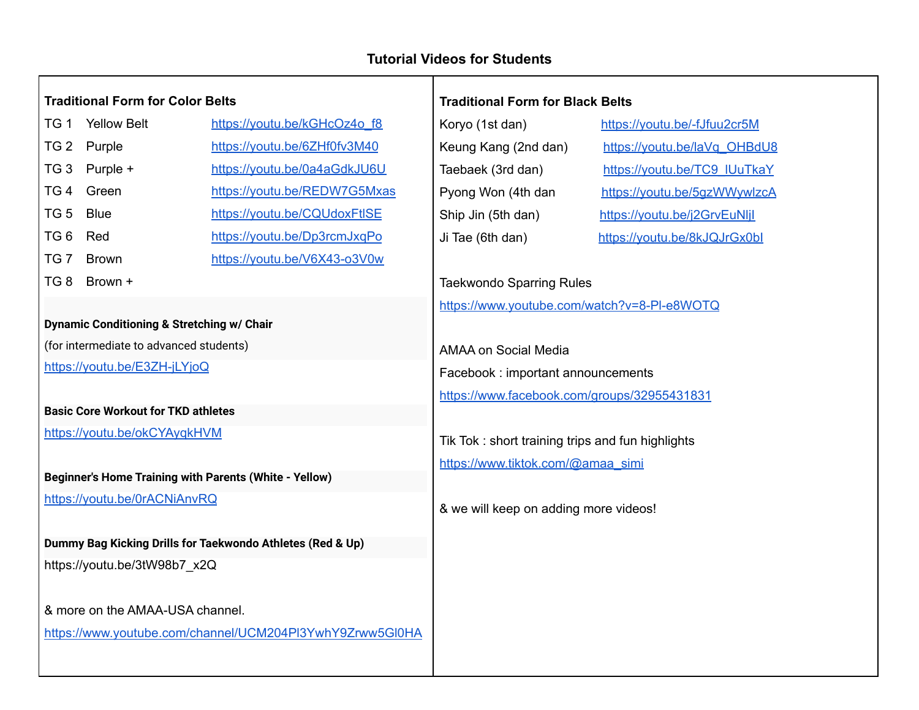# Tutorial Videos for Students

## Traditional Form for Color Belts

| | | |
|---|---|---|
| TG 1 | Yellow Belt | https://youtu.be/kGHcOz4o_f8 |
| TG 2 | Purple | https://youtu.be/6ZHf0fv3M40 |
| TG 3 | Purple + | https://youtu.be/0a4aGdkJU6U |
| TG 4 | Green | https://youtu.be/REDW7G5Mxas |
| TG 5 | Blue | https://youtu.be/CQUdoxFtlSE |
| TG 6 | Red | https://youtu.be/Dp3rcmJxqPo |
| TG 7 | Brown | https://youtu.be/V6X43-o3V0w |
| TG 8 | Brown + | |

**Dynamic Conditioning & Stretching w/ Chair**

(for intermediate to advanced students)

https://youtu.be/E3ZH-jLYjoQ

**Basic Core Workout for TKD athletes**

https://youtu.be/okCYAyqkHVM

**Beginner's Home Training with Parents (White - Yellow)**

https://youtu.be/0rACNiAnvRQ

**Dummy Bag Kicking Drills for Taekwondo Athletes (Red & Up)**

https://youtu.be/3tW98b7_x2Q

& more on the AMAA-USA channel.

https://www.youtube.com/channel/UCM204Pl3YwhY9Zrww5Gl0HA

## Traditional Form for Black Belts

| | |
|---|---|
| Koryo (1st dan) | https://youtu.be/-fJfuu2cr5M |
| Keung Kang (2nd dan) | https://youtu.be/laVq_OHBdU8 |
| Taebaek (3rd dan) | https://youtu.be/TC9_lUuTkaY |
| Pyong Won (4th dan | https://youtu.be/5gzWWywlzcA |
| Ship Jin (5th dan) | https://youtu.be/j2GrvEuNljI |
| Ji Tae (6th dan) | https://youtu.be/8kJQJrGx0bI |

Taekwondo Sparring Rules

https://www.youtube.com/watch?v=8-Pl-e8WOTQ

AMAA on Social Media

Facebook : important announcements

https://www.facebook.com/groups/32955431831

Tik Tok : short training trips and fun highlights

https://www.tiktok.com/@amaa_simi

& we will keep on adding more videos!